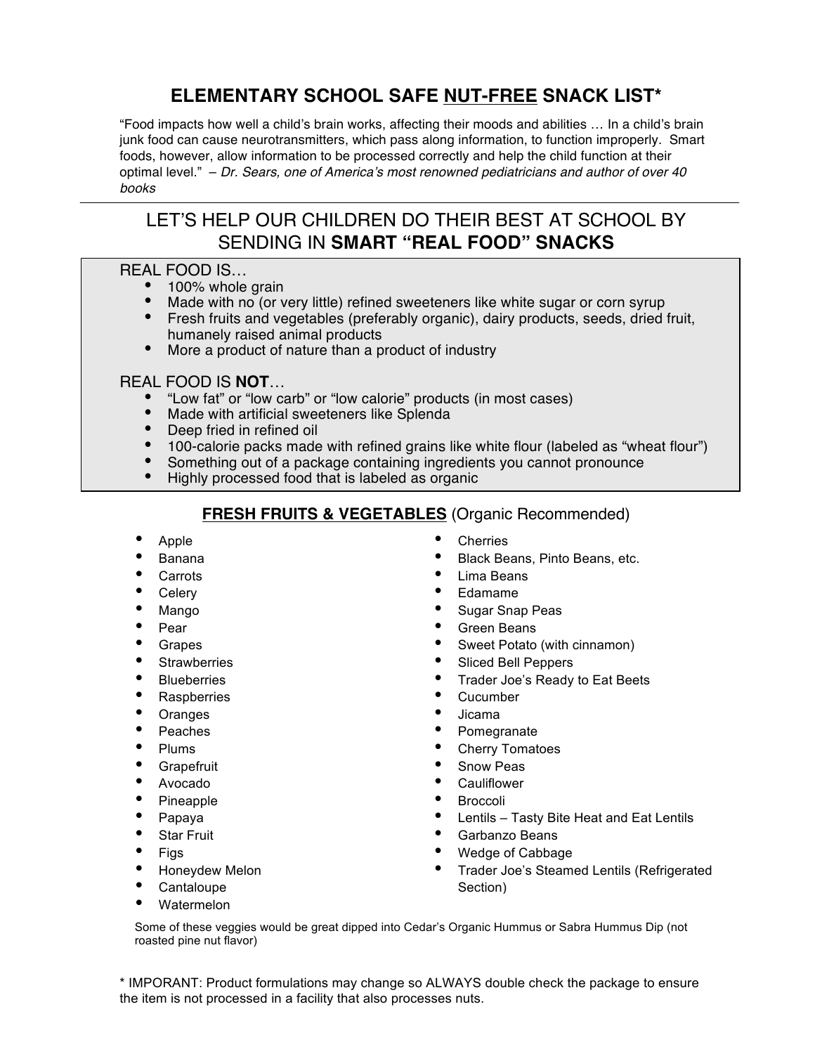# ELEMENTARY SCHOOL SAFE <u>NUT-FREE</u> SNACK LIST*

"Food impacts how well a child's brain works, affecting their moods and abilities … In a child's brain junk food can cause neurotransmitters, which pass along information, to function improperly. Smart foods, however, allow information to be processed correctly and help the child function at their optimal level." – *Dr. Sears, one of America's most renowned pediatricians and author of over 40 books*

---

## LET'S HELP OUR CHILDREN DO THEIR BEST AT SCHOOL BY SENDING IN **SMART "REAL FOOD" SNACKS**

REAL FOOD IS…

- 100% whole grain
- Made with no (or very little) refined sweeteners like white sugar or corn syrup
- Fresh fruits and vegetables (preferably organic), dairy products, seeds, dried fruit, humanely raised animal products
- More a product of nature than a product of industry

REAL FOOD IS **NOT**…

- "Low fat" or "low carb" or "low calorie" products (in most cases)
- Made with artificial sweeteners like Splenda
- Deep fried in refined oil
- 100-calorie packs made with refined grains like white flour (labeled as "wheat flour")
- Something out of a package containing ingredients you cannot pronounce
- Highly processed food that is labeled as organic

### <u>FRESH FRUITS & VEGETABLES</u> (Organic Recommended)

- Apple
- Banana
- Carrots
- Celery
- Mango
- Pear
- Grapes
- Strawberries
- Blueberries
- Raspberries
- Oranges
- Peaches
- Plums
- Grapefruit
- Avocado
- Pineapple
- Papaya
- Star Fruit
- Figs
- Honeydew Melon
- Cantaloupe
- Watermelon
- Cherries
- Black Beans, Pinto Beans, etc.
- Lima Beans
- Edamame
- Sugar Snap Peas
- Green Beans
- Sweet Potato (with cinnamon)
- Sliced Bell Peppers
- Trader Joe's Ready to Eat Beets
- Cucumber
- Jicama
- Pomegranate
- Cherry Tomatoes
- Snow Peas
- Cauliflower
- Broccoli
- Lentils – Tasty Bite Heat and Eat Lentils
- Garbanzo Beans
- Wedge of Cabbage
- Trader Joe's Steamed Lentils (Refrigerated Section)

Some of these veggies would be great dipped into Cedar's Organic Hummus or Sabra Hummus Dip (not roasted pine nut flavor)

* IMPORANT: Product formulations may change so ALWAYS double check the package to ensure the item is not processed in a facility that also processes nuts.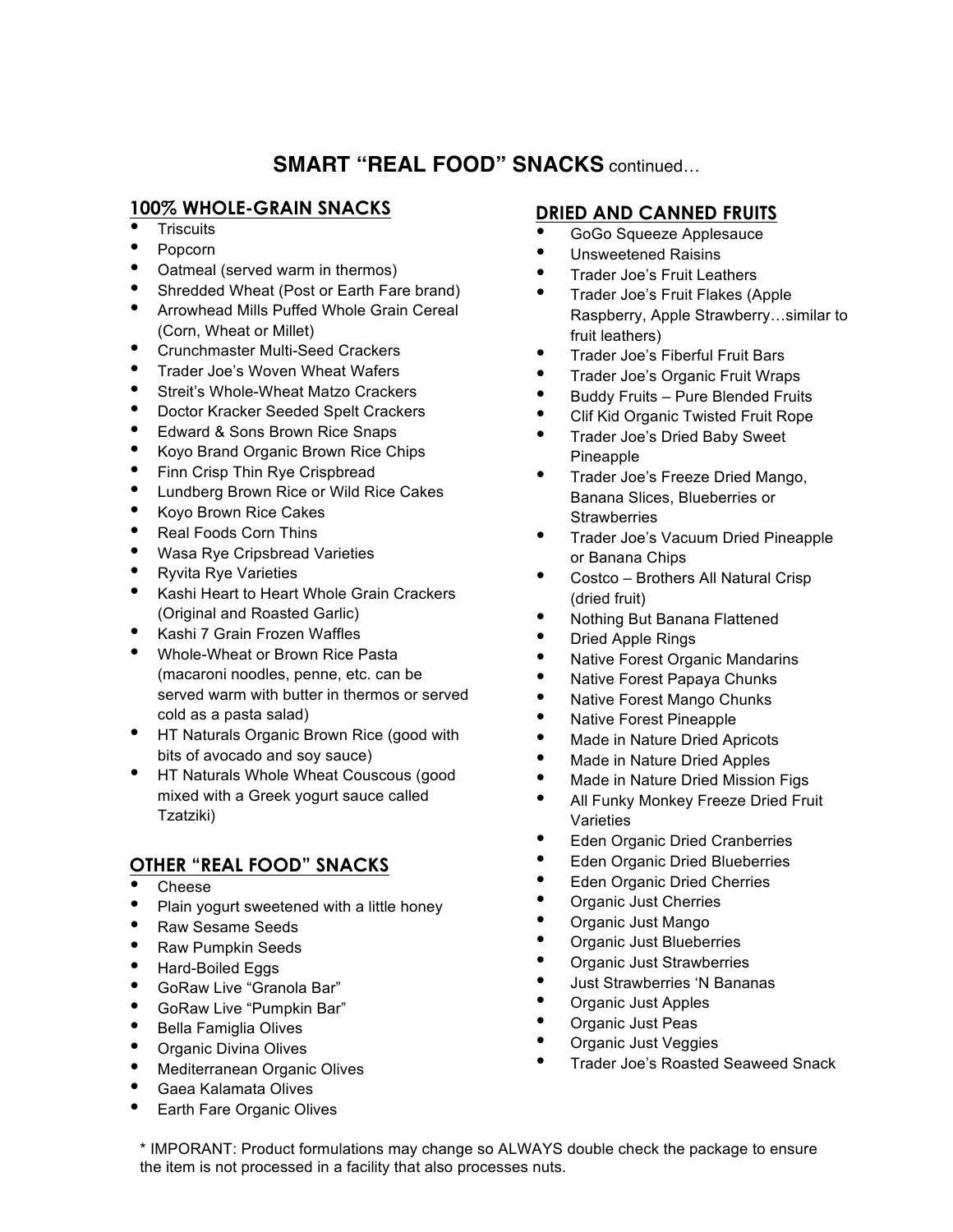# SMART "REAL FOOD" SNACKS continued…

## 100% WHOLE-GRAIN SNACKS

- Triscuits
- Popcorn
- Oatmeal (served warm in thermos)
- Shredded Wheat (Post or Earth Fare brand)
- Arrowhead Mills Puffed Whole Grain Cereal (Corn, Wheat or Millet)
- Crunchmaster Multi-Seed Crackers
- Trader Joe's Woven Wheat Wafers
- Streit's Whole-Wheat Matzo Crackers
- Doctor Kracker Seeded Spelt Crackers
- Edward & Sons Brown Rice Snaps
- Koyo Brand Organic Brown Rice Chips
- Finn Crisp Thin Rye Crispbread
- Lundberg Brown Rice or Wild Rice Cakes
- Koyo Brown Rice Cakes
- Real Foods Corn Thins
- Wasa Rye Cripsbread Varieties
- Ryvita Rye Varieties
- Kashi Heart to Heart Whole Grain Crackers (Original and Roasted Garlic)
- Kashi 7 Grain Frozen Waffles
- Whole-Wheat or Brown Rice Pasta (macaroni noodles, penne, etc. can be served warm with butter in thermos or served cold as a pasta salad)
- HT Naturals Organic Brown Rice (good with bits of avocado and soy sauce)
- HT Naturals Whole Wheat Couscous (good mixed with a Greek yogurt sauce called Tzatziki)

## OTHER "REAL FOOD" SNACKS

- Cheese
- Plain yogurt sweetened with a little honey
- Raw Sesame Seeds
- Raw Pumpkin Seeds
- Hard-Boiled Eggs
- GoRaw Live "Granola Bar"
- GoRaw Live "Pumpkin Bar"
- Bella Famiglia Olives
- Organic Divina Olives
- Mediterranean Organic Olives
- Gaea Kalamata Olives
- Earth Fare Organic Olives

## DRIED AND CANNED FRUITS

- GoGo Squeeze Applesauce
- Unsweetened Raisins
- Trader Joe's Fruit Leathers
- Trader Joe's Fruit Flakes (Apple Raspberry, Apple Strawberry…similar to fruit leathers)
- Trader Joe's Fiberful Fruit Bars
- Trader Joe's Organic Fruit Wraps
- Buddy Fruits – Pure Blended Fruits
- Clif Kid Organic Twisted Fruit Rope
- Trader Joe's Dried Baby Sweet Pineapple
- Trader Joe's Freeze Dried Mango, Banana Slices, Blueberries or Strawberries
- Trader Joe's Vacuum Dried Pineapple or Banana Chips
- Costco – Brothers All Natural Crisp (dried fruit)
- Nothing But Banana Flattened
- Dried Apple Rings
- Native Forest Organic Mandarins
- Native Forest Papaya Chunks
- Native Forest Mango Chunks
- Native Forest Pineapple
- Made in Nature Dried Apricots
- Made in Nature Dried Apples
- Made in Nature Dried Mission Figs
- All Funky Monkey Freeze Dried Fruit Varieties
- Eden Organic Dried Cranberries
- Eden Organic Dried Blueberries
- Eden Organic Dried Cherries
- Organic Just Cherries
- Organic Just Mango
- Organic Just Blueberries
- Organic Just Strawberries
- Just Strawberries 'N Bananas
- Organic Just Apples
- Organic Just Peas
- Organic Just Veggies
- Trader Joe's Roasted Seaweed Snack

* IMPORANT: Product formulations may change so ALWAYS double check the package to ensure the item is not processed in a facility that also processes nuts.